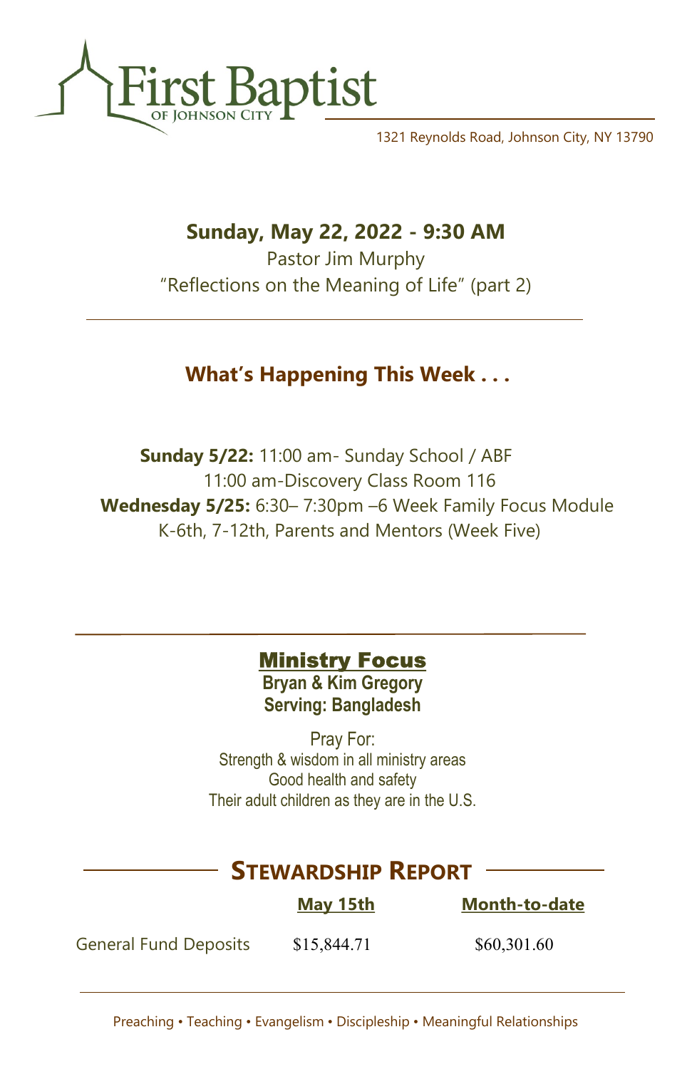# First Baptist
OF JOHNSON CITY

1321 Reynolds Road, Johnson City, NY 13790

## Sunday, May 22, 2022 - 9:30 AM

Pastor Jim Murphy

"Reflections on the Meaning of Life" (part 2)

---

## What's Happening This Week . . .

**Sunday 5/22:** 11:00 am- Sunday School / ABF
11:00 am-Discovery Class Room 116

**Wednesday 5/25:** 6:30– 7:30pm –6 Week Family Focus Module
K-6th, 7-12th, Parents and Mentors (Week Five)

---

## Ministry Focus

**Bryan & Kim Gregory**

**Serving: Bangladesh**

Pray For:
Strength & wisdom in all ministry areas
Good health and safety
Their adult children as they are in the U.S.

## Stewardship Report

| | May 15th | Month-to-date |
|---|---|---|
| General Fund Deposits | $15,844.71 | $60,301.60 |

---

Preaching • Teaching • Evangelism • Discipleship • Meaningful Relationships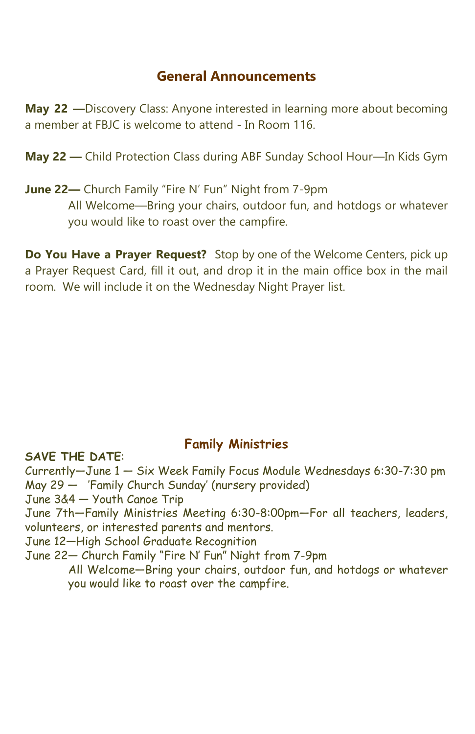## General Announcements

**May 22 —**Discovery Class: Anyone interested in learning more about becoming a member at FBJC is welcome to attend - In Room 116.

**May 22 —** Child Protection Class during ABF Sunday School Hour—In Kids Gym

**June 22—** Church Family "Fire N' Fun" Night from 7-9pm
All Welcome—Bring your chairs, outdoor fun, and hotdogs or whatever you would like to roast over the campfire.

**Do You Have a Prayer Request?** Stop by one of the Welcome Centers, pick up a Prayer Request Card, fill it out, and drop it in the main office box in the mail room. We will include it on the Wednesday Night Prayer list.

## Family Ministries

SAVE THE DATE:
Currently—June 1 — Six Week Family Focus Module Wednesdays 6:30-7:30 pm
May 29 — 'Family Church Sunday' (nursery provided)
June 3&4 — Youth Canoe Trip
June 7th—Family Ministries Meeting 6:30-8:00pm—For all teachers, leaders, volunteers, or interested parents and mentors.
June 12—High School Graduate Recognition
June 22— Church Family "Fire N' Fun" Night from 7-9pm
All Welcome—Bring your chairs, outdoor fun, and hotdogs or whatever you would like to roast over the campfire.